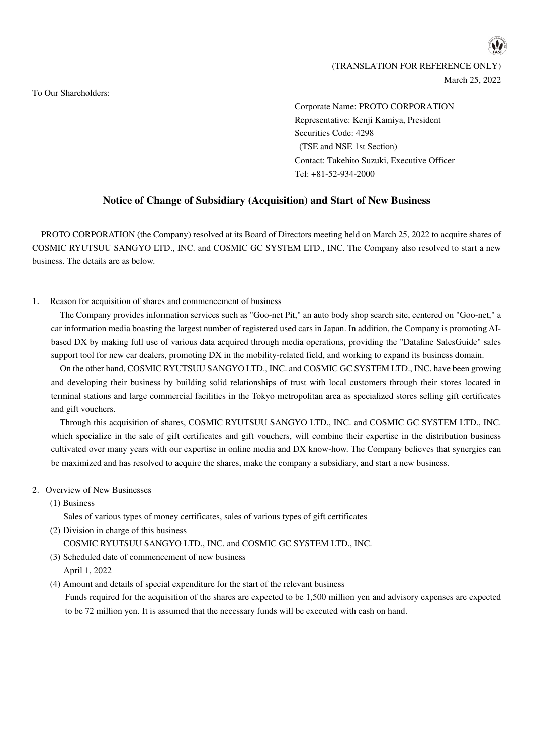(TRANSLATION FOR REFERENCE ONLY)

March 25, 2022

To Our Shareholders:

Corporate Name: PROTO CORPORATION
Representative: Kenji Kamiya, President
Securities Code: 4298
(TSE and NSE 1st Section)
Contact: Takehito Suzuki, Executive Officer
Tel: +81-52-934-2000

# Notice of Change of Subsidiary (Acquisition) and Start of New Business

PROTO CORPORATION (the Company) resolved at its Board of Directors meeting held on March 25, 2022 to acquire shares of COSMIC RYUTSUU SANGYO LTD., INC. and COSMIC GC SYSTEM LTD., INC. The Company also resolved to start a new business. The details are as below.

1. Reason for acquisition of shares and commencement of business

   The Company provides information services such as "Goo-net Pit," an auto body shop search site, centered on "Goo-net," a car information media boasting the largest number of registered used cars in Japan. In addition, the Company is promoting AI-based DX by making full use of various data acquired through media operations, providing the "Dataline SalesGuide" sales support tool for new car dealers, promoting DX in the mobility-related field, and working to expand its business domain.

   On the other hand, COSMIC RYUTSUU SANGYO LTD., INC. and COSMIC GC SYSTEM LTD., INC. have been growing and developing their business by building solid relationships of trust with local customers through their stores located in terminal stations and large commercial facilities in the Tokyo metropolitan area as specialized stores selling gift certificates and gift vouchers.

   Through this acquisition of shares, COSMIC RYUTSUU SANGYO LTD., INC. and COSMIC GC SYSTEM LTD., INC. which specialize in the sale of gift certificates and gift vouchers, will combine their expertise in the distribution business cultivated over many years with our expertise in online media and DX know-how. The Company believes that synergies can be maximized and has resolved to acquire the shares, make the company a subsidiary, and start a new business.

2. Overview of New Businesses

   (1) Business

   Sales of various types of money certificates, sales of various types of gift certificates

   (2) Division in charge of this business

   COSMIC RYUTSUU SANGYO LTD., INC. and COSMIC GC SYSTEM LTD., INC.

   (3) Scheduled date of commencement of new business

   April 1, 2022

   (4) Amount and details of special expenditure for the start of the relevant business

   Funds required for the acquisition of the shares are expected to be 1,500 million yen and advisory expenses are expected to be 72 million yen. It is assumed that the necessary funds will be executed with cash on hand.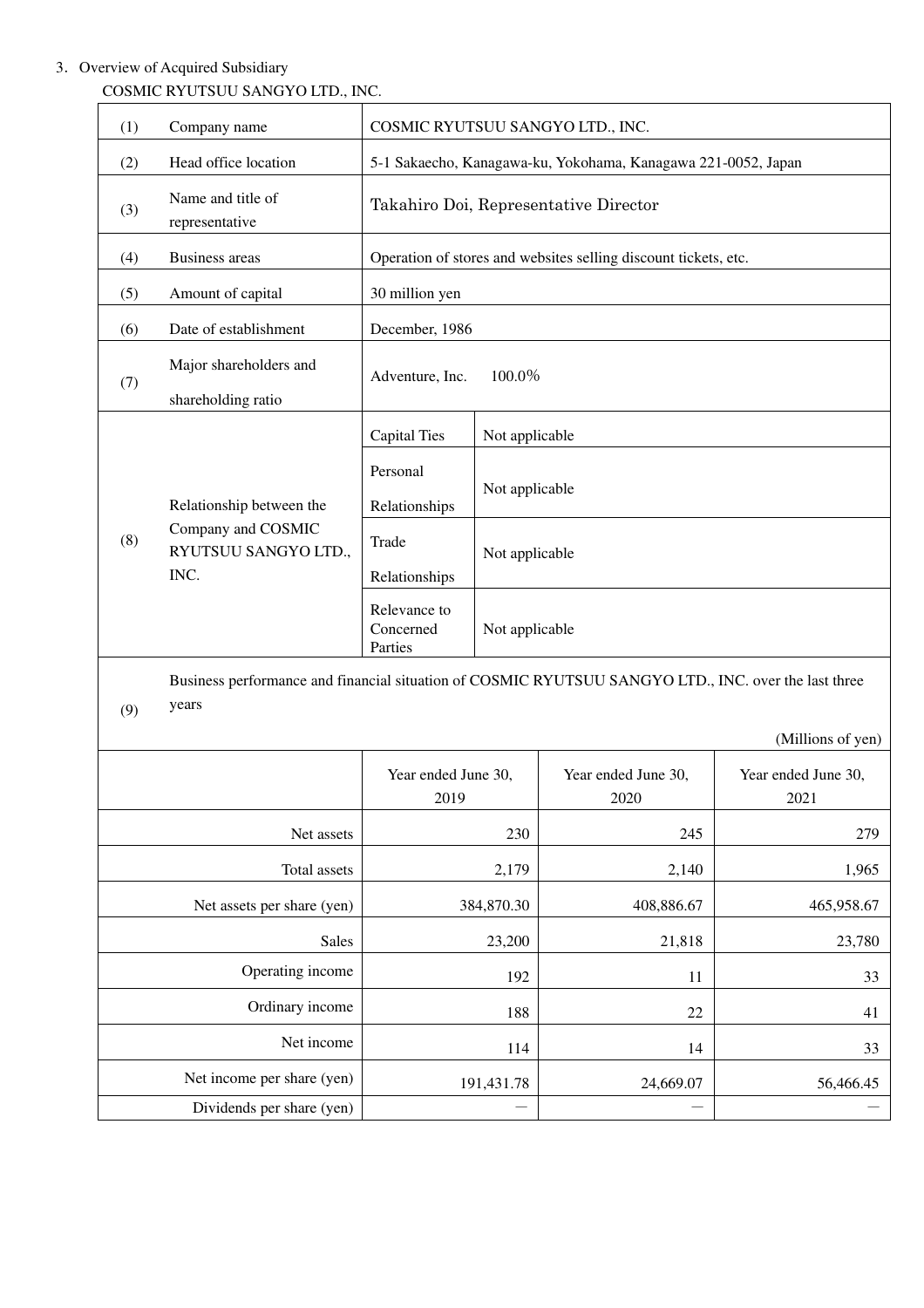3. Overview of Acquired Subsidiary

COSMIC RYUTSUU SANGYO LTD., INC.

| (1) | Company name | COSMIC RYUTSUU SANGYO LTD., INC. | |
|---|---|---|---|
| (2) | Head office location | 5-1 Sakaecho, Kanagawa-ku, Yokohama, Kanagawa 221-0052, Japan | |
| (3) | Name and title of representative | Takahiro Doi, Representative Director | |
| (4) | Business areas | Operation of stores and websites selling discount tickets, etc. | |
| (5) | Amount of capital | 30 million yen | |
| (6) | Date of establishment | December, 1986 | |
| (7) | Major shareholders and shareholding ratio | Adventure, Inc. 100.0% | |
| (8) | Relationship between the Company and COSMIC RYUTSUU SANGYO LTD., INC. | Capital Ties | Not applicable |
| | | Personal Relationships | Not applicable |
| | | Trade Relationships | Not applicable |
| | | Relevance to Concerned Parties | Not applicable |

(9) Business performance and financial situation of COSMIC RYUTSUU SANGYO LTD., INC. over the last three years

(Millions of yen)

| | Year ended June 30, 2019 | Year ended June 30, 2020 | Year ended June 30, 2021 |
|---|---|---|---|
| Net assets | 230 | 245 | 279 |
| Total assets | 2,179 | 2,140 | 1,965 |
| Net assets per share (yen) | 384,870.30 | 408,886.67 | 465,958.67 |
| Sales | 23,200 | 21,818 | 23,780 |
| Operating income | 192 | 11 | 33 |
| Ordinary income | 188 | 22 | 41 |
| Net income | 114 | 14 | 33 |
| Net income per share (yen) | 191,431.78 | 24,669.07 | 56,466.45 |
| Dividends per share (yen) | — | — | — |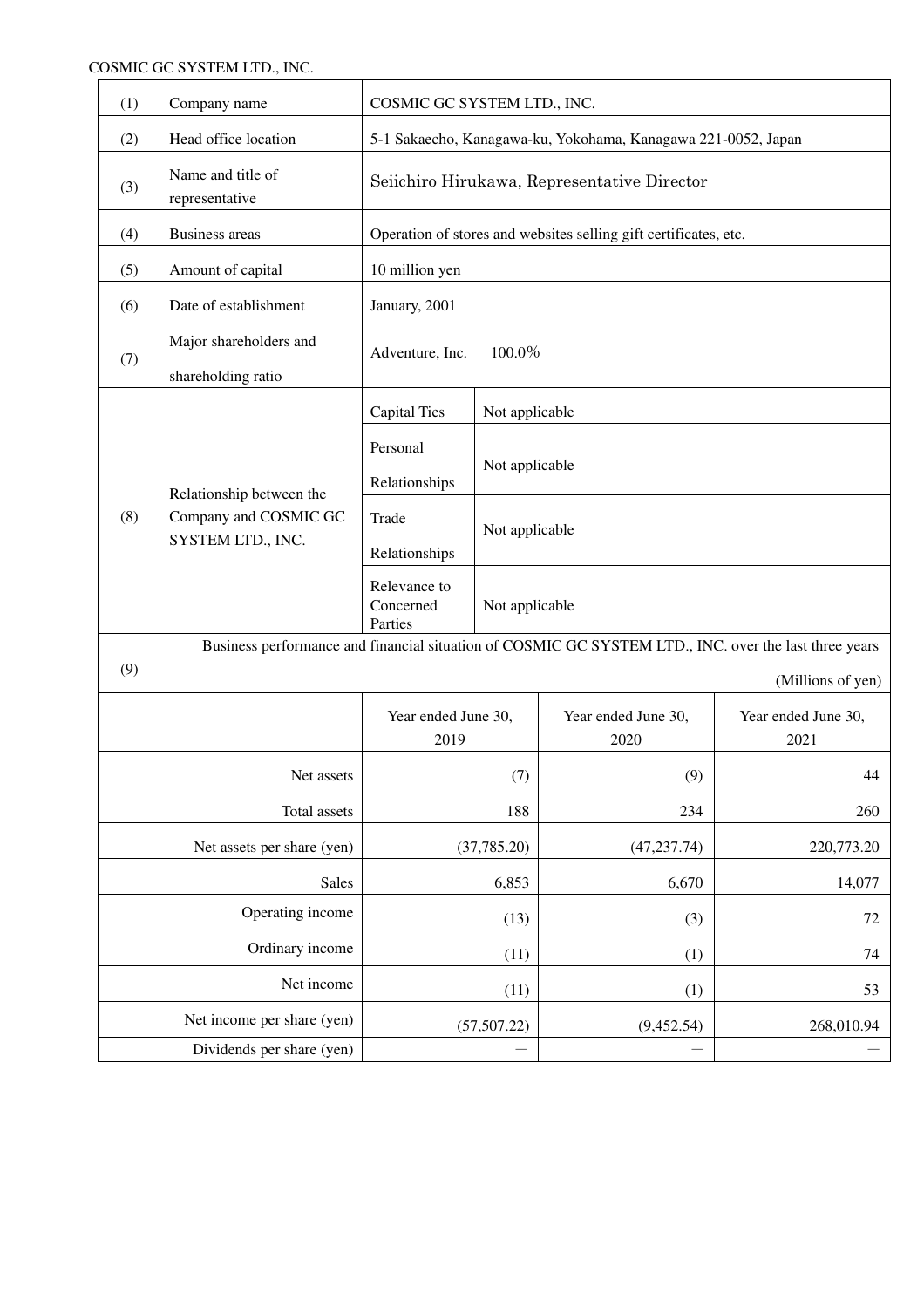COSMIC GC SYSTEM LTD., INC.

| (1) | Company name | COSMIC GC SYSTEM LTD., INC. | |
|---|---|---|---|
| (2) | Head office location | 5-1 Sakaecho, Kanagawa-ku, Yokohama, Kanagawa 221-0052, Japan | |
| (3) | Name and title of representative | Seiichiro Hirukawa, Representative Director | |
| (4) | Business areas | Operation of stores and websites selling gift certificates, etc. | |
| (5) | Amount of capital | 10 million yen | |
| (6) | Date of establishment | January, 2001 | |
| (7) | Major shareholders and shareholding ratio | Adventure, Inc. 100.0% | |
| (8) | Relationship between the Company and COSMIC GC SYSTEM LTD., INC. | Capital Ties | Not applicable |
| | | Personal Relationships | Not applicable |
| | | Trade Relationships | Not applicable |
| | | Relevance to Concerned Parties | Not applicable |

(9) Business performance and financial situation of COSMIC GC SYSTEM LTD., INC. over the last three years

(Millions of yen)

| | Year ended June 30, 2019 | Year ended June 30, 2020 | Year ended June 30, 2021 |
|---|---|---|---|
| Net assets | (7) | (9) | 44 |
| Total assets | 188 | 234 | 260 |
| Net assets per share (yen) | (37,785.20) | (47,237.74) | 220,773.20 |
| Sales | 6,853 | 6,670 | 14,077 |
| Operating income | (13) | (3) | 72 |
| Ordinary income | (11) | (1) | 74 |
| Net income | (11) | (1) | 53 |
| Net income per share (yen) | (57,507.22) | (9,452.54) | 268,010.94 |
| Dividends per share (yen) | — | — | — |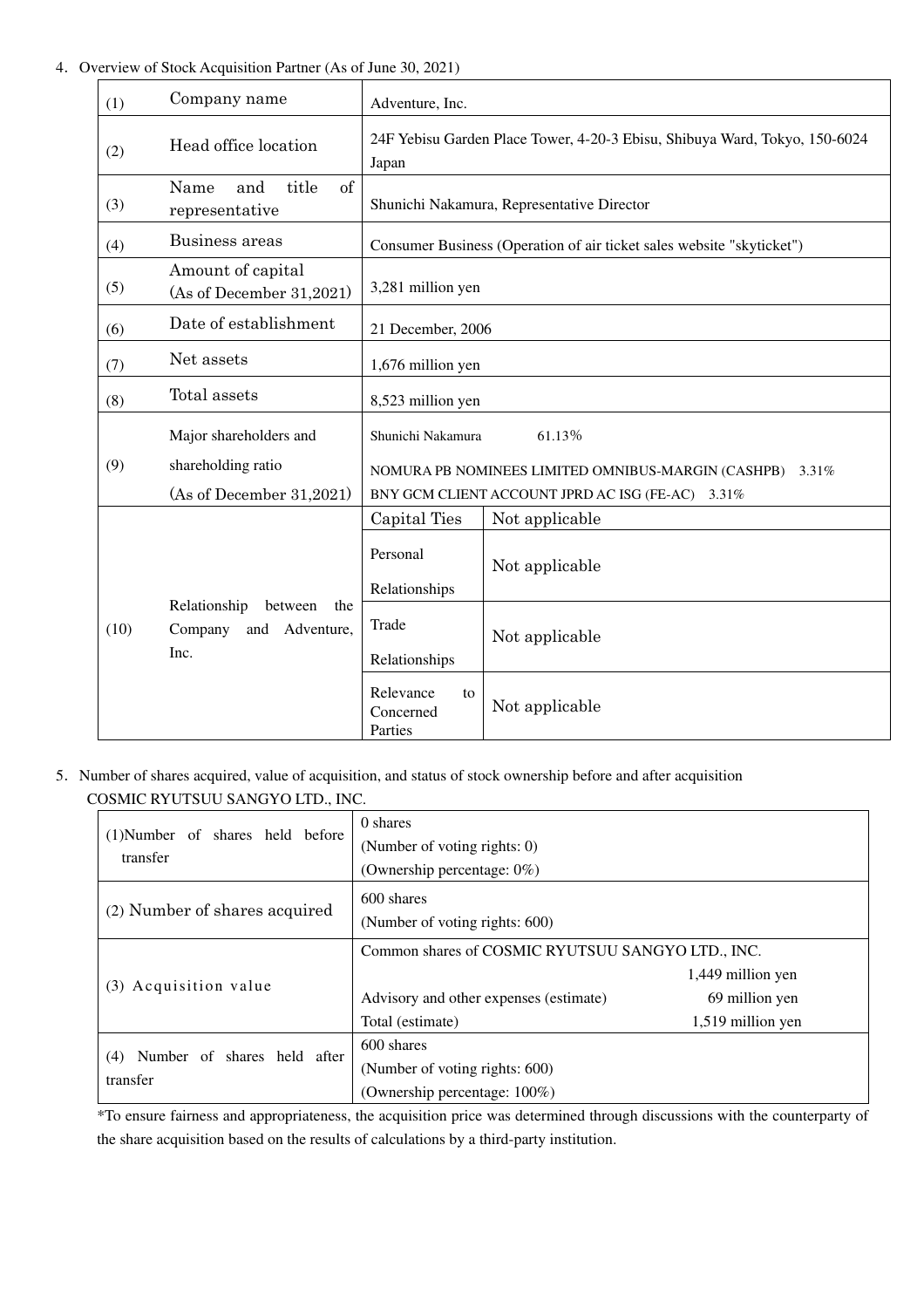4. Overview of Stock Acquisition Partner (As of June 30, 2021)

| | | | |
|---|---|---|---|
| (1) | Company name | Adventure, Inc. | |
| (2) | Head office location | 24F Yebisu Garden Place Tower, 4-20-3 Ebisu, Shibuya Ward, Tokyo, 150-6024 Japan | |
| (3) | Name and title of representative | Shunichi Nakamura, Representative Director | |
| (4) | Business areas | Consumer Business (Operation of air ticket sales website "skyticket") | |
| (5) | Amount of capital (As of December 31,2021) | 3,281 million yen | |
| (6) | Date of establishment | 21 December, 2006 | |
| (7) | Net assets | 1,676 million yen | |
| (8) | Total assets | 8,523 million yen | |
| (9) | Major shareholders and shareholding ratio (As of December 31,2021) | Shunichi Nakamura 61.13%<br>NOMURA PB NOMINEES LIMITED OMNIBUS-MARGIN (CASHPB) 3.31%<br>BNY GCM CLIENT ACCOUNT JPRD AC ISG (FE-AC) 3.31% | |
| (10) | Relationship between the Company and Adventure, Inc. | Capital Ties | Not applicable |
| | | Personal Relationships | Not applicable |
| | | Trade Relationships | Not applicable |
| | | Relevance to Concerned Parties | Not applicable |

5. Number of shares acquired, value of acquisition, and status of stock ownership before and after acquisition

COSMIC RYUTSUU SANGYO LTD., INC.

| | | |
|---|---|---|
| (1)Number of shares held before transfer | 0 shares<br>(Number of voting rights: 0)<br>(Ownership percentage: 0%) | |
| (2) Number of shares acquired | 600 shares<br>(Number of voting rights: 600) | |
| (3) Acquisition value | Common shares of COSMIC RYUTSUU SANGYO LTD., INC. | 1,449 million yen |
| | Advisory and other expenses (estimate) | 69 million yen |
| | Total (estimate) | 1,519 million yen |
| (4) Number of shares held after transfer | 600 shares<br>(Number of voting rights: 600)<br>(Ownership percentage: 100%) | |

*To ensure fairness and appropriateness, the acquisition price was determined through discussions with the counterparty of the share acquisition based on the results of calculations by a third-party institution.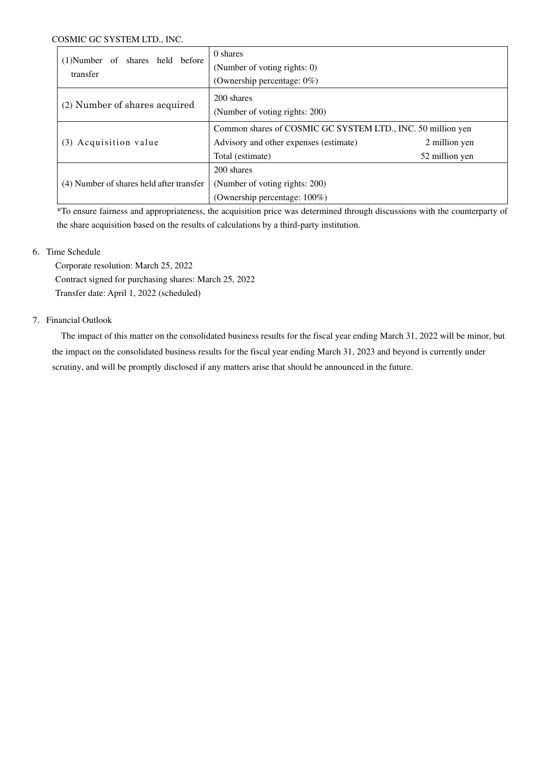COSMIC GC SYSTEM LTD., INC.

| | |
|---|---|
| (1)Number of shares held before transfer | 0 shares<br>(Number of voting rights: 0)<br>(Ownership percentage: 0%) |
| (2) Number of shares acquired | 200 shares<br>(Number of voting rights: 200) |
| (3) Acquisition value | Common shares of COSMIC GC SYSTEM LTD., INC. 50 million yen<br>Advisory and other expenses (estimate) 2 million yen<br>Total (estimate) 52 million yen |
| (4) Number of shares held after transfer | 200 shares<br>(Number of voting rights: 200)<br>(Ownership percentage: 100%) |

*To ensure fairness and appropriateness, the acquisition price was determined through discussions with the counterparty of the share acquisition based on the results of calculations by a third-party institution.

6. Time Schedule

Corporate resolution: March 25, 2022
Contract signed for purchasing shares: March 25, 2022
Transfer date: April 1, 2022 (scheduled)

7. Financial Outlook

The impact of this matter on the consolidated business results for the fiscal year ending March 31, 2022 will be minor, but the impact on the consolidated business results for the fiscal year ending March 31, 2023 and beyond is currently under scrutiny, and will be promptly disclosed if any matters arise that should be announced in the future.